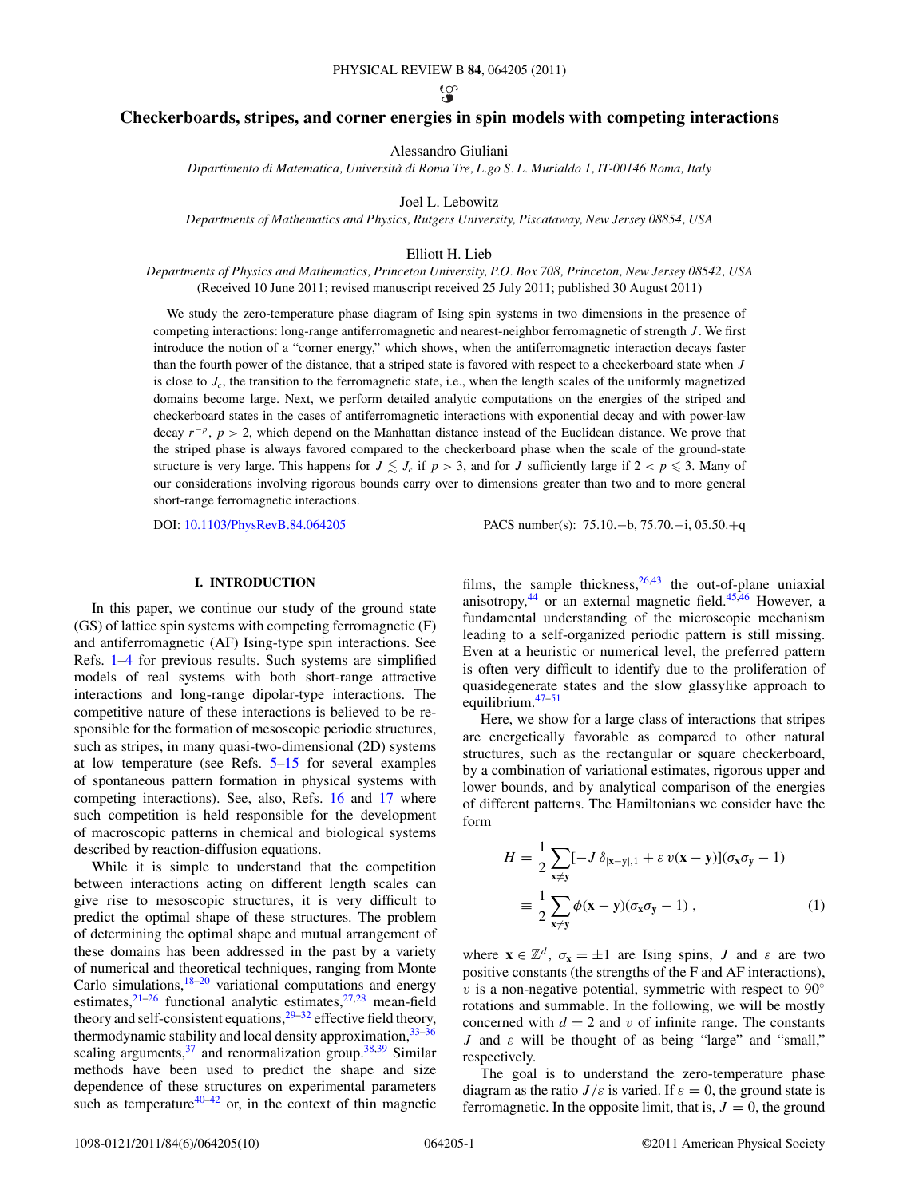# Checkerboards, stripes, and corner energies in spin models with competing interactions

Alessandro Giuliani

*Dipartimento di Matematica, Università di Roma Tre, L.go S. L. Murialdo 1, IT-00146 Roma, Italy*

Joel L. Lebowitz

*Departments of Mathematics and Physics, Rutgers University, Piscataway, New Jersey 08854, USA*

Elliott H. Lieb

*Departments of Physics and Mathematics, Princeton University, P.O. Box 708, Princeton, New Jersey 08542, USA*

(Received 10 June 2011; revised manuscript received 25 July 2011; published 30 August 2011)

We study the zero-temperature phase diagram of Ising spin systems in two dimensions in the presence of competing interactions: long-range antiferromagnetic and nearest-neighbor ferromagnetic of strength $J$. We first introduce the notion of a "corner energy," which shows, when the antiferromagnetic interaction decays faster than the fourth power of the distance, that a striped state is favored with respect to a checkerboard state when $J$ is close to $J_c$, the transition to the ferromagnetic state, i.e., when the length scales of the uniformly magnetized domains become large. Next, we perform detailed analytic computations on the energies of the striped and checkerboard states in the cases of antiferromagnetic interactions with exponential decay and with power-law decay $r^{-p}$, $p > 2$, which depend on the Manhattan distance instead of the Euclidean distance. We prove that the striped phase is always favored compared to the checkerboard phase when the scale of the ground-state structure is very large. This happens for $J \lesssim J_c$ if $p > 3$, and for $J$ sufficiently large if $2 < p \leqslant 3$. Many of our considerations involving rigorous bounds carry over to dimensions greater than two and to more general short-range ferromagnetic interactions.

DOI: 10.1103/PhysRevB.84.064205 PACS number(s): 75.10.−b, 75.70.−i, 05.50.+q

## I. INTRODUCTION

In this paper, we continue our study of the ground state (GS) of lattice spin systems with competing ferromagnetic (F) and antiferromagnetic (AF) Ising-type spin interactions. See Refs. 1–4 for previous results. Such systems are simplified models of real systems with both short-range attractive interactions and long-range dipolar-type interactions. The competitive nature of these interactions is believed to be responsible for the formation of mesoscopic periodic structures, such as stripes, in many quasi-two-dimensional (2D) systems at low temperature (see Refs. 5–15 for several examples of spontaneous pattern formation in physical systems with competing interactions). See, also, Refs. 16 and 17 where such competition is held responsible for the development of macroscopic patterns in chemical and biological systems described by reaction-diffusion equations.

While it is simple to understand that the competition between interactions acting on different length scales can give rise to mesoscopic structures, it is very difficult to predict the optimal shape of these structures. The problem of determining the optimal shape and mutual arrangement of these domains has been addressed in the past by a variety of numerical and theoretical techniques, ranging from Monte Carlo simulations,[18–20] variational computations and energy estimates,[21–26] functional analytic estimates,[27,28] mean-field theory and self-consistent equations,[29–32] effective field theory, thermodynamic stability and local density approximation,[33–36] scaling arguments,[37] and renormalization group.[38,39] Similar methods have been used to predict the shape and size dependence of these structures on experimental parameters such as temperature[40–42] or, in the context of thin magnetic films, the sample thickness,[26,43] the out-of-plane uniaxial anisotropy,[44] or an external magnetic field.[45,46] However, a fundamental understanding of the microscopic mechanism leading to a self-organized periodic pattern is still missing. Even at a heuristic or numerical level, the preferred pattern is often very difficult to identify due to the proliferation of quasidegenerate states and the slow glassylike approach to equilibrium.[47–51]

Here, we show for a large class of interactions that stripes are energetically favorable as compared to other natural structures, such as the rectangular or square checkerboard, by a combination of variational estimates, rigorous upper and lower bounds, and by analytical comparison of the energies of different patterns. The Hamiltonians we consider have the form

$$H = \frac{1}{2}\sum_{\mathbf{x}\neq\mathbf{y}}[-J\,\delta_{|\mathbf{x}-\mathbf{y}|,1} + \varepsilon\, v(\mathbf{x}-\mathbf{y})](\sigma_{\mathbf{x}}\sigma_{\mathbf{y}} - 1)$$
$$\equiv \frac{1}{2}\sum_{\mathbf{x}\neq\mathbf{y}} \phi(\mathbf{x}-\mathbf{y})(\sigma_{\mathbf{x}}\sigma_{\mathbf{y}} - 1)\ , \tag{1}$$

where $\mathbf{x} \in \mathbb{Z}^d$, $\sigma_{\mathbf{x}} = \pm 1$ are Ising spins, $J$ and $\varepsilon$ are two positive constants (the strengths of the F and AF interactions), $v$ is a non-negative potential, symmetric with respect to 90° rotations and summable. In the following, we will be mostly concerned with $d = 2$ and $v$ of infinite range. The constants $J$ and $\varepsilon$ will be thought of as being "large" and "small," respectively.

The goal is to understand the zero-temperature phase diagram as the ratio $J/\varepsilon$ is varied. If $\varepsilon = 0$, the ground state is ferromagnetic. In the opposite limit, that is, $J = 0$, the ground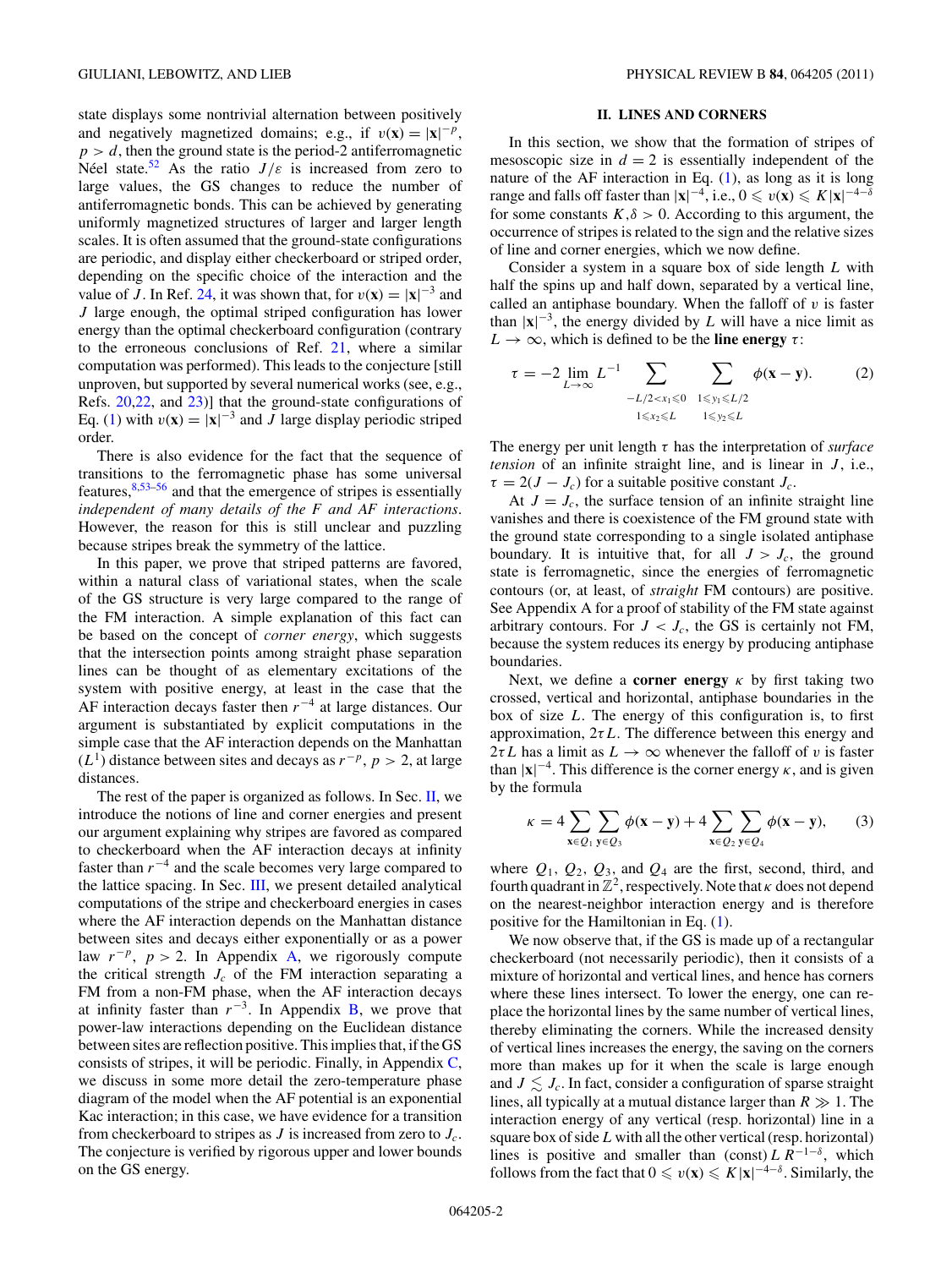state displays some nontrivial alternation between positively and negatively magnetized domains; e.g., if $v(\mathbf{x}) = |\mathbf{x}|^{-p}$, $p > d$, then the ground state is the period-2 antiferromagnetic Néel state.[52] As the ratio $J/\varepsilon$ is increased from zero to large values, the GS changes to reduce the number of antiferromagnetic bonds. This can be achieved by generating uniformly magnetized structures of larger and larger length scales. It is often assumed that the ground-state configurations are periodic, and display either checkerboard or striped order, depending on the specific choice of the interaction and the value of $J$. In Ref. 24, it was shown that, for $v(\mathbf{x}) = |\mathbf{x}|^{-3}$ and $J$ large enough, the optimal striped configuration has lower energy than the optimal checkerboard configuration (contrary to the erroneous conclusions of Ref. 21, where a similar computation was performed). This leads to the conjecture [still unproven, but supported by several numerical works (see, e.g., Refs. 20,22, and 23)] that the ground-state configurations of Eq. (1) with $v(\mathbf{x}) = |\mathbf{x}|^{-3}$ and $J$ large display periodic striped order.

There is also evidence for the fact that the sequence of transitions to the ferromagnetic phase has some universal features,[8,53–56] and that the emergence of stripes is essentially *independent of many details of the F and AF interactions*. However, the reason for this is still unclear and puzzling because stripes break the symmetry of the lattice.

In this paper, we prove that striped patterns are favored, within a natural class of variational states, when the scale of the GS structure is very large compared to the range of the FM interaction. A simple explanation of this fact can be based on the concept of *corner energy*, which suggests that the intersection points among straight phase separation lines can be thought of as elementary excitations of the system with positive energy, at least in the case that the AF interaction decays faster then $r^{-4}$ at large distances. Our argument is substantiated by explicit computations in the simple case that the AF interaction depends on the Manhattan ($L^1$) distance between sites and decays as $r^{-p}$, $p > 2$, at large distances.

The rest of the paper is organized as follows. In Sec. II, we introduce the notions of line and corner energies and present our argument explaining why stripes are favored as compared to checkerboard when the AF interaction decays at infinity faster than $r^{-4}$ and the scale becomes very large compared to the lattice spacing. In Sec. III, we present detailed analytical computations of the stripe and checkerboard energies in cases where the AF interaction depends on the Manhattan distance between sites and decays either exponentially or as a power law $r^{-p}$, $p > 2$. In Appendix A, we rigorously compute the critical strength $J_c$ of the FM interaction separating a FM from a non-FM phase, when the AF interaction decays at infinity faster than $r^{-3}$. In Appendix B, we prove that power-law interactions depending on the Euclidean distance between sites are reflection positive. This implies that, if the GS consists of stripes, it will be periodic. Finally, in Appendix C, we discuss in some more detail the zero-temperature phase diagram of the model when the AF potential is an exponential Kac interaction; in this case, we have evidence for a transition from checkerboard to stripes as $J$ is increased from zero to $J_c$. The conjecture is verified by rigorous upper and lower bounds on the GS energy.

## II. LINES AND CORNERS

In this section, we show that the formation of stripes of mesoscopic size in $d = 2$ is essentially independent of the nature of the AF interaction in Eq. (1), as long as it is long range and falls off faster than $|\mathbf{x}|^{-4}$, i.e., $0 \leqslant v(\mathbf{x}) \leqslant K|\mathbf{x}|^{-4-\delta}$ for some constants $K,\delta > 0$. According to this argument, the occurrence of stripes is related to the sign and the relative sizes of line and corner energies, which we now define.

Consider a system in a square box of side length $L$ with half the spins up and half down, separated by a vertical line, called an antiphase boundary. When the falloff of $v$ is faster than $|\mathbf{x}|^{-3}$, the energy divided by $L$ will have a nice limit as $L \to \infty$, which is defined to be the **line energy** $\tau$:

$$\tau = -2 \lim_{L\to\infty} L^{-1} \sum_{\substack{-L/2 < x_1 \leqslant 0 \\ 1 \leqslant x_2 \leqslant L}} \sum_{\substack{1 \leqslant y_1 \leqslant L/2 \\ 1 \leqslant y_2 \leqslant L}} \phi(\mathbf{x}-\mathbf{y}). \qquad (2)$$

The energy per unit length $\tau$ has the interpretation of *surface tension* of an infinite straight line, and is linear in $J$, i.e., $\tau = 2(J - J_c)$ for a suitable positive constant $J_c$.

At $J = J_c$, the surface tension of an infinite straight line vanishes and there is coexistence of the FM ground state with the ground state corresponding to a single isolated antiphase boundary. It is intuitive that, for all $J > J_c$, the ground state is ferromagnetic, since the energies of ferromagnetic contours (or, at least, of *straight* FM contours) are positive. See Appendix A for a proof of stability of the FM state against arbitrary contours. For $J < J_c$, the GS is certainly not FM, because the system reduces its energy by producing antiphase boundaries.

Next, we define a **corner energy** $\kappa$ by first taking two crossed, vertical and horizontal, antiphase boundaries in the box of size $L$. The energy of this configuration is, to first approximation, $2\tau L$. The difference between this energy and $2\tau L$ has a limit as $L \to \infty$ whenever the falloff of $v$ is faster than $|\mathbf{x}|^{-4}$. This difference is the corner energy $\kappa$, and is given by the formula

$$\kappa = 4 \sum_{\mathbf{x}\in Q_1} \sum_{\mathbf{y}\in Q_3} \phi(\mathbf{x}-\mathbf{y}) + 4 \sum_{\mathbf{x}\in Q_2} \sum_{\mathbf{y}\in Q_4} \phi(\mathbf{x}-\mathbf{y}), \qquad (3)$$

where $Q_1$, $Q_2$, $Q_3$, and $Q_4$ are the first, second, third, and fourth quadrant in $\mathbb{Z}^2$, respectively. Note that $\kappa$ does not depend on the nearest-neighbor interaction energy and is therefore positive for the Hamiltonian in Eq. (1).

We now observe that, if the GS is made up of a rectangular checkerboard (not necessarily periodic), then it consists of a mixture of horizontal and vertical lines, and hence has corners where these lines intersect. To lower the energy, one can replace the horizontal lines by the same number of vertical lines, thereby eliminating the corners. While the increased density of vertical lines increases the energy, the saving on the corners more than makes up for it when the scale is large enough and $J \lesssim J_c$. In fact, consider a configuration of sparse straight lines, all typically at a mutual distance larger than $R \gg 1$. The interaction energy of any vertical (resp. horizontal) line in a square box of side $L$ with all the other vertical (resp. horizontal) lines is positive and smaller than $(\text{const})\, L\, R^{-1-\delta}$, which follows from the fact that $0 \leqslant v(\mathbf{x}) \leqslant K|\mathbf{x}|^{-4-\delta}$. Similarly, the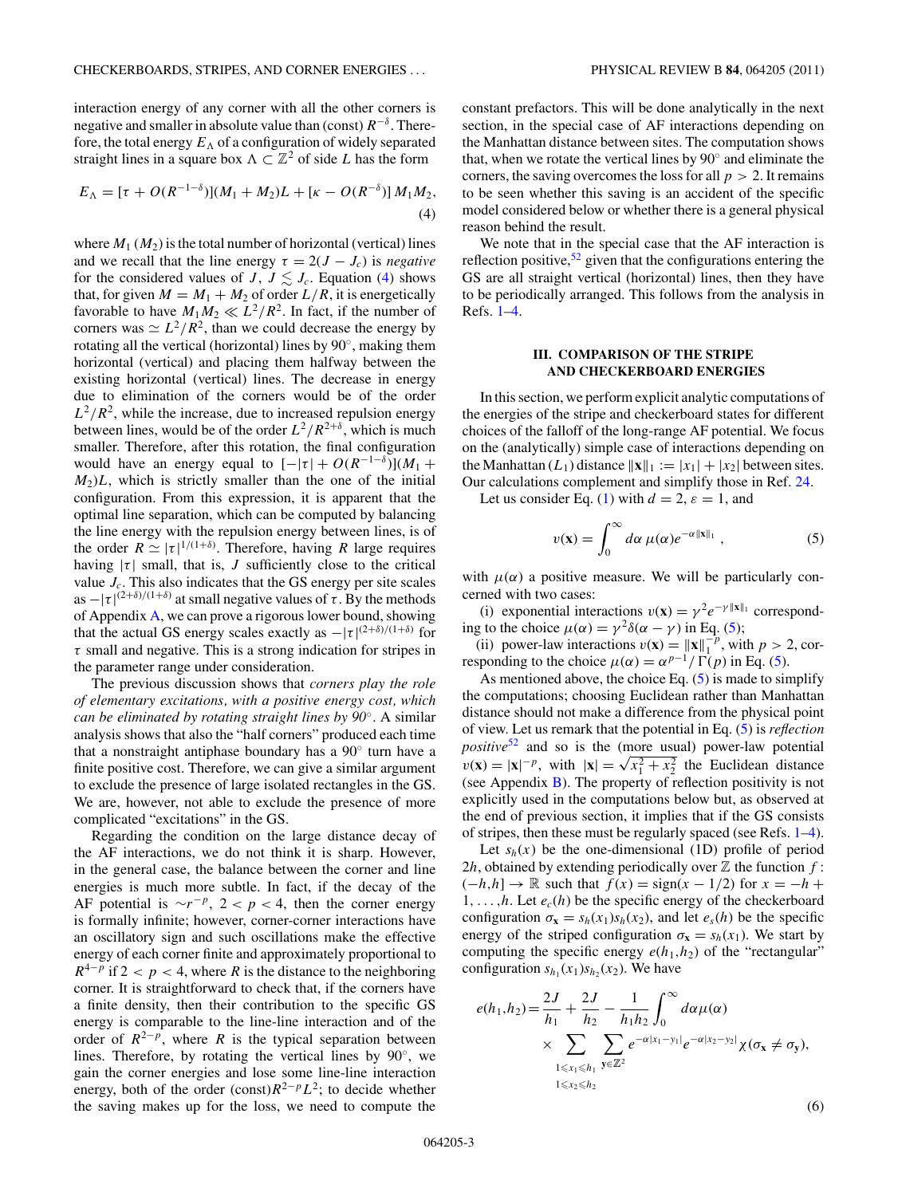interaction energy of any corner with all the other corners is negative and smaller in absolute value than (const) $R^{-\delta}$. Therefore, the total energy $E_\Lambda$ of a configuration of widely separated straight lines in a square box $\Lambda \subset \mathbb{Z}^2$ of side $L$ has the form

$$E_\Lambda = [\tau + O(R^{-1-\delta})](M_1 + M_2)L + [\kappa - O(R^{-\delta})]\, M_1 M_2, \tag{4}$$

where $M_1$ ($M_2$) is the total number of horizontal (vertical) lines and we recall that the line energy $\tau = 2(J - J_c)$ is *negative* for the considered values of $J$, $J \lesssim J_c$. Equation (4) shows that, for given $M = M_1 + M_2$ of order $L/R$, it is energetically favorable to have $M_1 M_2 \ll L^2/R^2$. In fact, if the number of corners was $\simeq L^2/R^2$, than we could decrease the energy by rotating all the vertical (horizontal) lines by 90°, making them horizontal (vertical) and placing them halfway between the existing horizontal (vertical) lines. The decrease in energy due to elimination of the corners would be of the order $L^2/R^2$, while the increase, due to increased repulsion energy between lines, would be of the order $L^2/R^{2+\delta}$, which is much smaller. Therefore, after this rotation, the final configuration would have an energy equal to $[-|\tau| + O(R^{-1-\delta})](M_1 + M_2)L$, which is strictly smaller than the one of the initial configuration. From this expression, it is apparent that the optimal line separation, which can be computed by balancing the line energy with the repulsion energy between lines, is of the order $R \simeq |\tau|^{1/(1+\delta)}$. Therefore, having $R$ large requires having $|\tau|$ small, that is, $J$ sufficiently close to the critical value $J_c$. This also indicates that the GS energy per site scales as $-|\tau|^{(2+\delta)/(1+\delta)}$ at small negative values of $\tau$. By the methods of Appendix A, we can prove a rigorous lower bound, showing that the actual GS energy scales exactly as $-|\tau|^{(2+\delta)/(1+\delta)}$ for $\tau$ small and negative. This is a strong indication for stripes in the parameter range under consideration.

The previous discussion shows that *corners play the role of elementary excitations, with a positive energy cost, which can be eliminated by rotating straight lines by 90°*. A similar analysis shows that also the "half corners" produced each time that a nonstraight antiphase boundary has a 90° turn have a finite positive cost. Therefore, we can give a similar argument to exclude the presence of large isolated rectangles in the GS. We are, however, not able to exclude the presence of more complicated "excitations" in the GS.

Regarding the condition on the large distance decay of the AF interactions, we do not think it is sharp. However, in the general case, the balance between the corner and line energies is much more subtle. In fact, if the decay of the AF potential is $\sim r^{-p}$, $2 < p < 4$, then the corner energy is formally infinite; however, corner-corner interactions have an oscillatory sign and such oscillations make the effective energy of each corner finite and approximately proportional to $R^{4-p}$ if $2 < p < 4$, where $R$ is the distance to the neighboring corner. It is straightforward to check that, if the corners have a finite density, then their contribution to the specific GS energy is comparable to the line-line interaction and of the order of $R^{2-p}$, where $R$ is the typical separation between lines. Therefore, by rotating the vertical lines by 90°, we gain the corner energies and lose some line-line interaction energy, both of the order (const)$R^{2-p}L^2$; to decide whether the saving makes up for the loss, we need to compute the constant prefactors. This will be done analytically in the next section, in the special case of AF interactions depending on the Manhattan distance between sites. The computation shows that, when we rotate the vertical lines by 90° and eliminate the corners, the saving overcomes the loss for all $p > 2$. It remains to be seen whether this saving is an accident of the specific model considered below or whether there is a general physical reason behind the result.

We note that in the special case that the AF interaction is reflection positive,[52] given that the configurations entering the GS are all straight vertical (horizontal) lines, then they have to be periodically arranged. This follows from the analysis in Refs. [1–4].

## III. COMPARISON OF THE STRIPE AND CHECKERBOARD ENERGIES

In this section, we perform explicit analytic computations of the energies of the stripe and checkerboard states for different choices of the falloff of the long-range AF potential. We focus on the (analytically) simple case of interactions depending on the Manhattan ($L_1$) distance $\|\mathbf{x}\|_1 := |x_1| + |x_2|$ between sites. Our calculations complement and simplify those in Ref. [24].

Let us consider Eq. (1) with $d = 2$, $\varepsilon = 1$, and

$$v(\mathbf{x}) = \int_0^\infty d\alpha\, \mu(\alpha) e^{-\alpha \|\mathbf{x}\|_1}\,, \tag{5}$$

with $\mu(\alpha)$ a positive measure. We will be particularly concerned with two cases:

(i) exponential interactions $v(\mathbf{x}) = \gamma^2 e^{-\gamma\|\mathbf{x}\|_1}$ corresponding to the choice $\mu(\alpha) = \gamma^2 \delta(\alpha - \gamma)$ in Eq. (5);

(ii) power-law interactions $v(\mathbf{x}) = \|\mathbf{x}\|_1^{-p}$, with $p > 2$, corresponding to the choice $\mu(\alpha) = \alpha^{p-1}/\Gamma(p)$ in Eq. (5).

As mentioned above, the choice Eq. (5) is made to simplify the computations; choosing Euclidean rather than Manhattan distance should not make a difference from the physical point of view. Let us remark that the potential in Eq. (5) is *reflection positive*[52] and so is the (more usual) power-law potential $v(\mathbf{x}) = |\mathbf{x}|^{-p}$, with $|\mathbf{x}| = \sqrt{x_1^2 + x_2^2}$ the Euclidean distance (see Appendix B). The property of reflection positivity is not explicitly used in the computations below but, as observed at the end of previous section, it implies that if the GS consists of stripes, then these must be regularly spaced (see Refs. [1–4]).

Let $s_h(x)$ be the one-dimensional (1D) profile of period $2h$, obtained by extending periodically over $\mathbb{Z}$ the function $f : (-h,h] \to \mathbb{R}$ such that $f(x) = \text{sign}(x - 1/2)$ for $x = -h + 1, \ldots, h$. Let $e_c(h)$ be the specific energy of the checkerboard configuration $\sigma_\mathbf{x} = s_h(x_1)s_h(x_2)$, and let $e_s(h)$ be the specific energy of the striped configuration $\sigma_\mathbf{x} = s_h(x_1)$. We start by computing the specific energy $e(h_1,h_2)$ of the "rectangular" configuration $s_{h_1}(x_1)s_{h_2}(x_2)$. We have

$$e(h_1,h_2) = \frac{2J}{h_1} + \frac{2J}{h_2} - \frac{1}{h_1 h_2}\int_0^\infty d\alpha\,\mu(\alpha) \times \sum_{\substack{1\leqslant x_1\leqslant h_1\\ 1\leqslant x_2\leqslant h_2}} \sum_{\mathbf{y}\in\mathbb{Z}^2} e^{-\alpha|x_1-y_1|} e^{-\alpha|x_2-y_2|} \chi(\sigma_\mathbf{x} \neq \sigma_\mathbf{y}), \tag{6}$$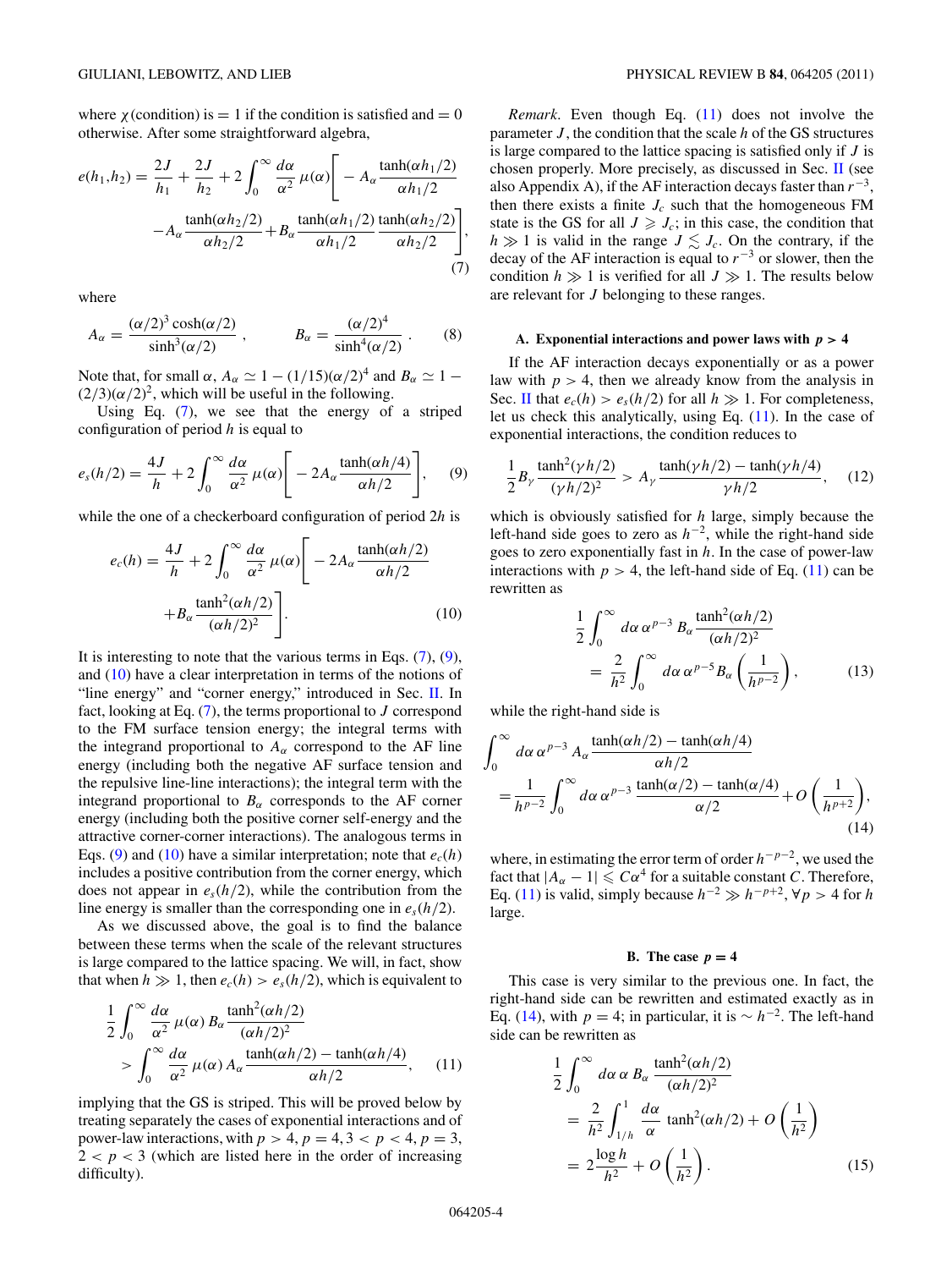where $\chi$(condition) is $= 1$ if the condition is satisfied and $= 0$ otherwise. After some straightforward algebra,

$$e(h_1,h_2) = \frac{2J}{h_1} + \frac{2J}{h_2} + 2\int_0^\infty \frac{d\alpha}{\alpha^2}\,\mu(\alpha)\Bigg[-A_\alpha \frac{\tanh(\alpha h_1/2)}{\alpha h_1/2} - A_\alpha \frac{\tanh(\alpha h_2/2)}{\alpha h_2/2} + B_\alpha \frac{\tanh(\alpha h_1/2)}{\alpha h_1/2}\frac{\tanh(\alpha h_2/2)}{\alpha h_2/2}\Bigg], \tag{7}$$

where

$$A_\alpha = \frac{(\alpha/2)^3\cosh(\alpha/2)}{\sinh^3(\alpha/2)}\,, \qquad B_\alpha = \frac{(\alpha/2)^4}{\sinh^4(\alpha/2)}\,. \tag{8}$$

Note that, for small $\alpha$, $A_\alpha \simeq 1 - (1/15)(\alpha/2)^4$ and $B_\alpha \simeq 1 - (2/3)(\alpha/2)^2$, which will be useful in the following.

Using Eq. (7), we see that the energy of a striped configuration of period $h$ is equal to

$$e_s(h/2) = \frac{4J}{h} + 2\int_0^\infty \frac{d\alpha}{\alpha^2}\,\mu(\alpha)\Bigg[-2A_\alpha \frac{\tanh(\alpha h/4)}{\alpha h/2}\Bigg], \tag{9}$$

while the one of a checkerboard configuration of period $2h$ is

$$e_c(h) = \frac{4J}{h} + 2\int_0^\infty \frac{d\alpha}{\alpha^2}\,\mu(\alpha)\Bigg[-2A_\alpha \frac{\tanh(\alpha h/2)}{\alpha h/2} + B_\alpha \frac{\tanh^2(\alpha h/2)}{(\alpha h/2)^2}\Bigg]. \tag{10}$$

It is interesting to note that the various terms in Eqs. (7), (9), and (10) have a clear interpretation in terms of the notions of "line energy" and "corner energy," introduced in Sec. II. In fact, looking at Eq. (7), the terms proportional to $J$ correspond to the FM surface tension energy; the integral terms with the integrand proportional to $A_\alpha$ correspond to the AF line energy (including both the negative AF surface tension and the repulsive line-line interactions); the integral term with the integrand proportional to $B_\alpha$ corresponds to the AF corner energy (including both the positive corner self-energy and the attractive corner-corner interactions). The analogous terms in Eqs. (9) and (10) have a similar interpretation; note that $e_c(h)$ includes a positive contribution from the corner energy, which does not appear in $e_s(h/2)$, while the contribution from the line energy is smaller than the corresponding one in $e_s(h/2)$.

As we discussed above, the goal is to find the balance between these terms when the scale of the relevant structures is large compared to the lattice spacing. We will, in fact, show that when $h \gg 1$, then $e_c(h) > e_s(h/2)$, which is equivalent to

$$\frac{1}{2}\int_0^\infty \frac{d\alpha}{\alpha^2}\,\mu(\alpha)\,B_\alpha \frac{\tanh^2(\alpha h/2)}{(\alpha h/2)^2} > \int_0^\infty \frac{d\alpha}{\alpha^2}\,\mu(\alpha)\,A_\alpha \frac{\tanh(\alpha h/2) - \tanh(\alpha h/4)}{\alpha h/2}, \tag{11}$$

implying that the GS is striped. This will be proved below by treating separately the cases of exponential interactions and of power-law interactions, with $p > 4$, $p = 4$, $3 < p < 4$, $p = 3$, $2 < p < 3$ (which are listed here in the order of increasing difficulty).

*Remark*. Even though Eq. (11) does not involve the parameter $J$, the condition that the scale $h$ of the GS structures is large compared to the lattice spacing is satisfied only if $J$ is chosen properly. More precisely, as discussed in Sec. II (see also Appendix A), if the AF interaction decays faster than $r^{-3}$, then there exists a finite $J_c$ such that the homogeneous FM state is the GS for all $J \geqslant J_c$; in this case, the condition that $h \gg 1$ is valid in the range $J \lesssim J_c$. On the contrary, if the decay of the AF interaction is equal to $r^{-3}$ or slower, then the condition $h \gg 1$ is verified for all $J \gg 1$. The results below are relevant for $J$ belonging to these ranges.

### A. Exponential interactions and power laws with $p > 4$

If the AF interaction decays exponentially or as a power law with $p > 4$, then we already know from the analysis in Sec. II that $e_c(h) > e_s(h/2)$ for all $h \gg 1$. For completeness, let us check this analytically, using Eq. (11). In the case of exponential interactions, the condition reduces to

$$\frac{1}{2}B_\gamma \frac{\tanh^2(\gamma h/2)}{(\gamma h/2)^2} > A_\gamma \frac{\tanh(\gamma h/2) - \tanh(\gamma h/4)}{\gamma h/2}, \tag{12}$$

which is obviously satisfied for $h$ large, simply because the left-hand side goes to zero as $h^{-2}$, while the right-hand side goes to zero exponentially fast in $h$. In the case of power-law interactions with $p > 4$, the left-hand side of Eq. (11) can be rewritten as

$$\frac{1}{2}\int_0^\infty d\alpha\,\alpha^{p-3}\,B_\alpha \frac{\tanh^2(\alpha h/2)}{(\alpha h/2)^2} = \frac{2}{h^2}\int_0^\infty d\alpha\,\alpha^{p-5}B_\alpha\left(\frac{1}{h^{p-2}}\right), \tag{13}$$

while the right-hand side is

$$\int_0^\infty d\alpha\,\alpha^{p-3}\,A_\alpha \frac{\tanh(\alpha h/2) - \tanh(\alpha h/4)}{\alpha h/2} = \frac{1}{h^{p-2}}\int_0^\infty d\alpha\,\alpha^{p-3}\,\frac{\tanh(\alpha/2) - \tanh(\alpha/4)}{\alpha/2} + O\left(\frac{1}{h^{p+2}}\right), \tag{14}$$

where, in estimating the error term of order $h^{-p-2}$, we used the fact that $|A_\alpha - 1| \leqslant C\alpha^4$ for a suitable constant $C$. Therefore, Eq. (11) is valid, simply because $h^{-2} \gg h^{-p+2}$, $\forall p > 4$ for $h$ large.

### B. The case $p = 4$

This case is very similar to the previous one. In fact, the right-hand side can be rewritten and estimated exactly as in Eq. (14), with $p = 4$; in particular, it is $\sim h^{-2}$. The left-hand side can be rewritten as

$$\frac{1}{2}\int_0^\infty d\alpha\,\alpha\,B_\alpha \frac{\tanh^2(\alpha h/2)}{(\alpha h/2)^2} = \frac{2}{h^2}\int_{1/h}^1 \frac{d\alpha}{\alpha}\,\tanh^2(\alpha h/2) + O\left(\frac{1}{h^2}\right) = 2\frac{\log h}{h^2} + O\left(\frac{1}{h^2}\right). \tag{15}$$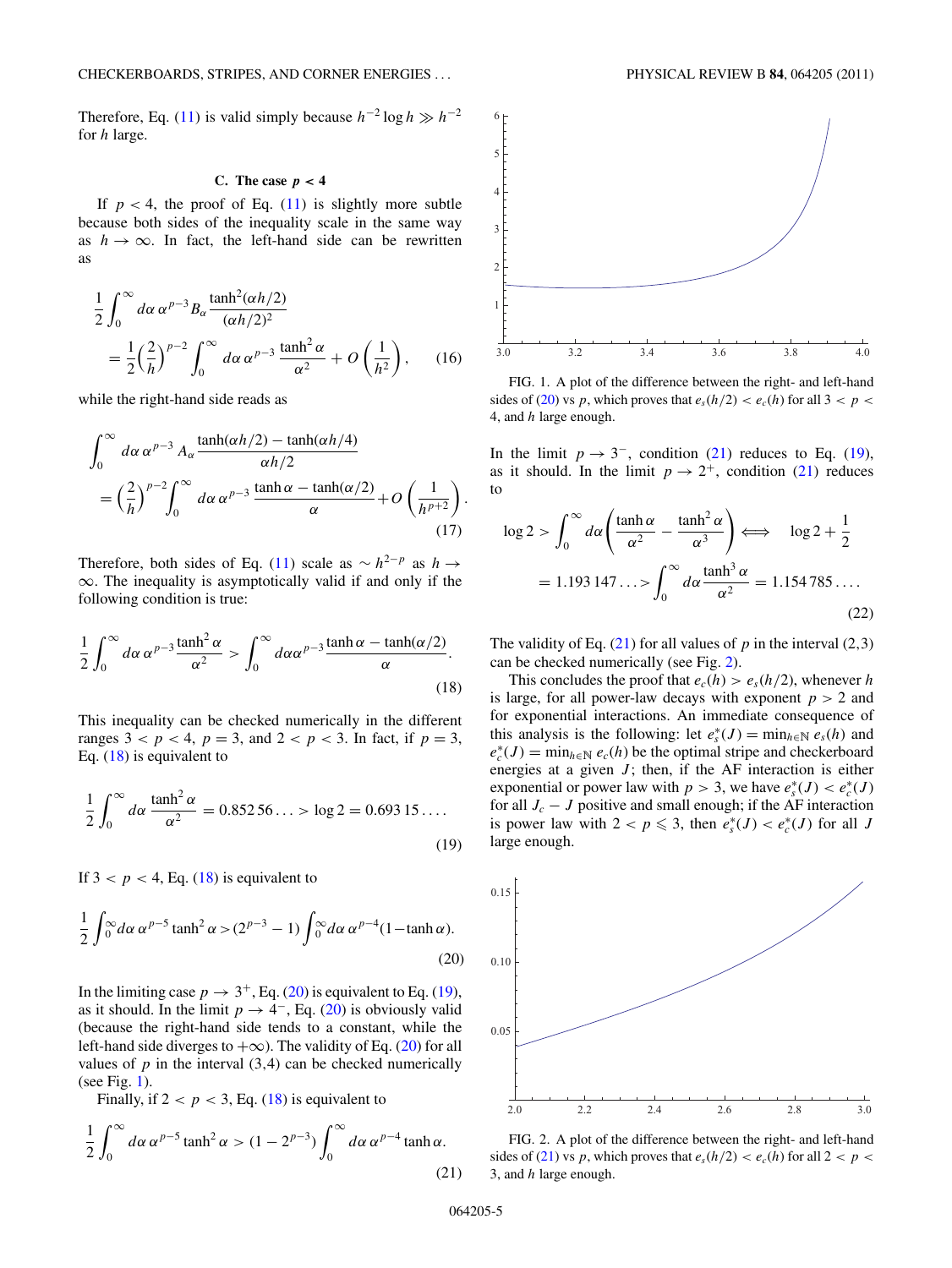Therefore, Eq. (11) is valid simply because $h^{-2}\log h \gg h^{-2}$ for $h$ large.

### C. The case $p < 4$

If $p < 4$, the proof of Eq. (11) is slightly more subtle because both sides of the inequality scale in the same way as $h \to \infty$. In fact, the left-hand side can be rewritten as

$$\frac{1}{2}\int_0^\infty d\alpha\, \alpha^{p-3} B_\alpha \frac{\tanh^2(\alpha h/2)}{(\alpha h/2)^2} = \frac{1}{2}\left(\frac{2}{h}\right)^{p-2}\int_0^\infty d\alpha\, \alpha^{p-3}\frac{\tanh^2\alpha}{\alpha^2} + O\left(\frac{1}{h^2}\right), \tag{16}$$

while the right-hand side reads as

$$\int_0^\infty d\alpha\, \alpha^{p-3} A_\alpha \frac{\tanh(\alpha h/2) - \tanh(\alpha h/4)}{\alpha h/2} = \left(\frac{2}{h}\right)^{p-2}\int_0^\infty d\alpha\, \alpha^{p-3}\frac{\tanh\alpha - \tanh(\alpha/2)}{\alpha} + O\left(\frac{1}{h^{p+2}}\right). \tag{17}$$

Therefore, both sides of Eq. (11) scale as $\sim h^{2-p}$ as $h \to \infty$. The inequality is asymptotically valid if and only if the following condition is true:

$$\frac{1}{2}\int_0^\infty d\alpha\, \alpha^{p-3}\frac{\tanh^2\alpha}{\alpha^2} > \int_0^\infty d\alpha \alpha^{p-3}\frac{\tanh\alpha - \tanh(\alpha/2)}{\alpha}. \tag{18}$$

This inequality can be checked numerically in the different ranges $3 < p < 4$, $p = 3$, and $2 < p < 3$. In fact, if $p = 3$, Eq. (18) is equivalent to

$$\frac{1}{2}\int_0^\infty d\alpha\, \frac{\tanh^2\alpha}{\alpha^2} = 0.852\,56\ldots > \log 2 = 0.693\,15\ldots. \tag{19}$$

If $3 < p < 4$, Eq. (18) is equivalent to

$$\frac{1}{2}\int_0^\infty d\alpha\, \alpha^{p-5}\tanh^2\alpha > (2^{p-3} - 1)\int_0^\infty d\alpha\, \alpha^{p-4}(1 - \tanh\alpha). \tag{20}$$

In the limiting case $p \to 3^+$, Eq. (20) is equivalent to Eq. (19), as it should. In the limit $p \to 4^-$, Eq. (20) is obviously valid (because the right-hand side tends to a constant, while the left-hand side diverges to $+\infty$). The validity of Eq. (20) for all values of $p$ in the interval (3,4) can be checked numerically (see Fig. 1).

Finally, if $2 < p < 3$, Eq. (18) is equivalent to

$$\frac{1}{2}\int_0^\infty d\alpha\, \alpha^{p-5}\tanh^2\alpha > (1 - 2^{p-3})\int_0^\infty d\alpha\, \alpha^{p-4}\tanh\alpha. \tag{21}$$

FIG. 1. A plot of the difference between the right- and left-hand sides of (20) vs $p$, which proves that $e_s(h/2) < e_c(h)$ for all $3 < p < 4$, and $h$ large enough.

In the limit $p \to 3^-$, condition (21) reduces to Eq. (19), as it should. In the limit $p \to 2^+$, condition (21) reduces to

$$\log 2 > \int_0^\infty d\alpha\left(\frac{\tanh\alpha}{\alpha^2} - \frac{\tanh^2\alpha}{\alpha^3}\right) \iff \log 2 + \frac{1}{2} = 1.193\,147\ldots > \int_0^\infty d\alpha \frac{\tanh^3\alpha}{\alpha^2} = 1.154\,785\ldots. \tag{22}$$

The validity of Eq. (21) for all values of $p$ in the interval (2,3) can be checked numerically (see Fig. 2).

This concludes the proof that $e_c(h) > e_s(h/2)$, whenever $h$ is large, for all power-law decays with exponent $p > 2$ and for exponential interactions. An immediate consequence of this analysis is the following: let $e_s^*(J) = \min_{h\in\mathbb{N}} e_s(h)$ and $e_c^*(J) = \min_{h\in\mathbb{N}} e_c(h)$ be the optimal stripe and checkerboard energies at a given $J$; then, if the AF interaction is either exponential or power law with $p > 3$, we have $e_s^*(J) < e_c^*(J)$ for all $J_c - J$ positive and small enough; if the AF interaction is power law with $2 < p \leqslant 3$, then $e_s^*(J) < e_c^*(J)$ for all $J$ large enough.

FIG. 2. A plot of the difference between the right- and left-hand sides of (21) vs $p$, which proves that $e_s(h/2) < e_c(h)$ for all $2 < p < 3$, and $h$ large enough.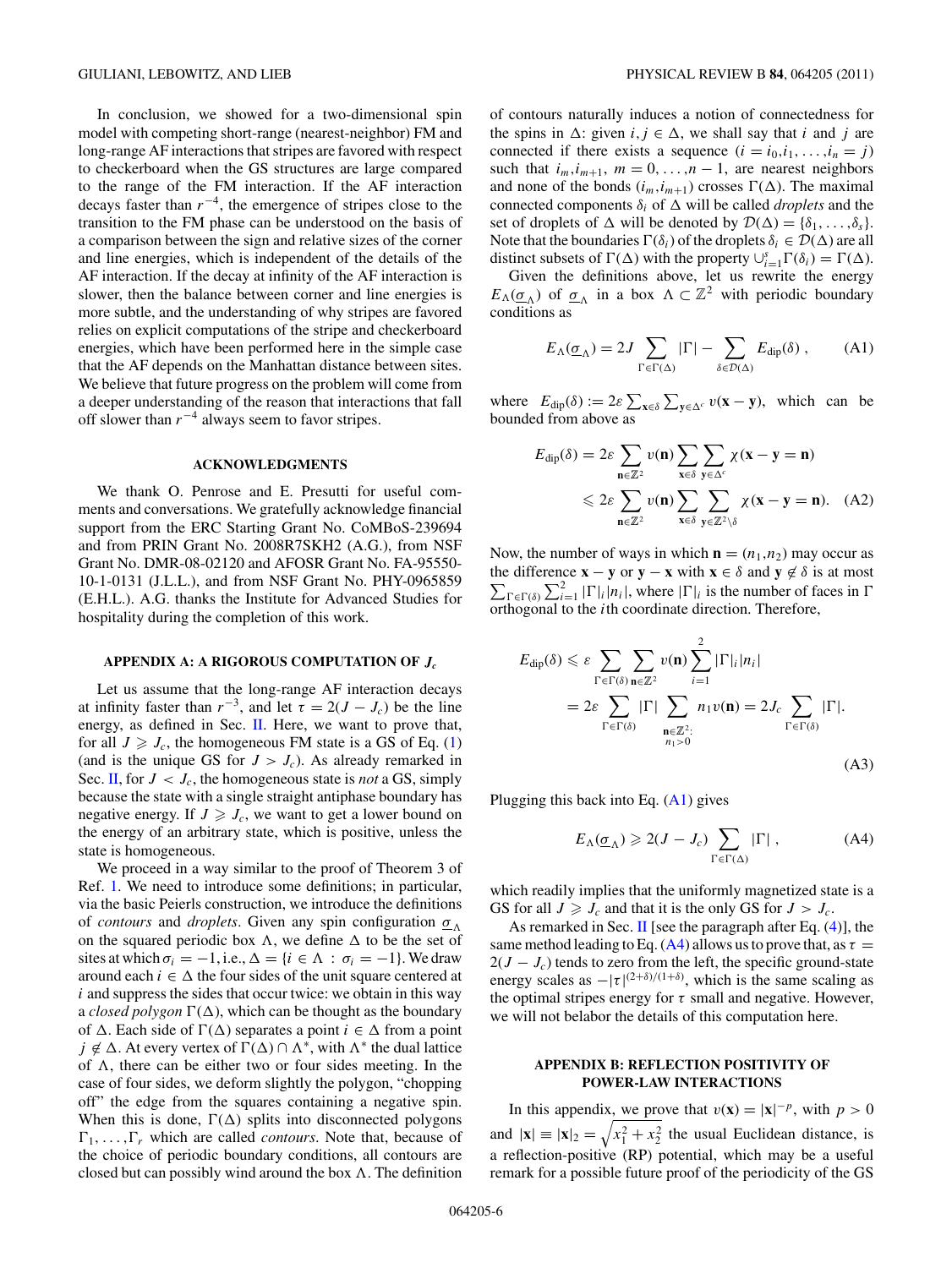In conclusion, we showed for a two-dimensional spin model with competing short-range (nearest-neighbor) FM and long-range AF interactions that stripes are favored with respect to checkerboard when the GS structures are large compared to the range of the FM interaction. If the AF interaction decays faster than $r^{-4}$, the emergence of stripes close to the transition to the FM phase can be understood on the basis of a comparison between the sign and relative sizes of the corner and line energies, which is independent of the details of the AF interaction. If the decay at infinity of the AF interaction is slower, then the balance between corner and line energies is more subtle, and the understanding of why stripes are favored relies on explicit computations of the stripe and checkerboard energies, which have been performed here in the simple case that the AF depends on the Manhattan distance between sites. We believe that future progress on the problem will come from a deeper understanding of the reason that interactions that fall off slower than $r^{-4}$ always seem to favor stripes.

## ACKNOWLEDGMENTS

We thank O. Penrose and E. Presutti for useful comments and conversations. We gratefully acknowledge financial support from the ERC Starting Grant No. CoMBoS-239694 and from PRIN Grant No. 2008R7SKH2 (A.G.), from NSF Grant No. DMR-08-02120 and AFOSR Grant No. FA-95550-10-1-0131 (J.L.L.), and from NSF Grant No. PHY-0965859 (E.H.L.). A.G. thanks the Institute for Advanced Studies for hospitality during the completion of this work.

## APPENDIX A: A RIGOROUS COMPUTATION OF $J_c$

Let us assume that the long-range AF interaction decays at infinity faster than $r^{-3}$, and let $\tau = 2(J - J_c)$ be the line energy, as defined in Sec. II. Here, we want to prove that, for all $J \geqslant J_c$, the homogeneous FM state is a GS of Eq. (1) (and is the unique GS for $J > J_c$). As already remarked in Sec. II, for $J < J_c$, the homogeneous state is *not* a GS, simply because the state with a single straight antiphase boundary has negative energy. If $J \geqslant J_c$, we want to get a lower bound on the energy of an arbitrary state, which is positive, unless the state is homogeneous.

We proceed in a way similar to the proof of Theorem 3 of Ref. 1. We need to introduce some definitions; in particular, via the basic Peierls construction, we introduce the definitions of *contours* and *droplets*. Given any spin configuration $\underline{\sigma}_\Lambda$ on the squared periodic box $\Lambda$, we define $\Delta$ to be the set of sites at which $\sigma_i = -1$, i.e., $\Delta = \{i \in \Lambda : \sigma_i = -1\}$. We draw around each $i \in \Delta$ the four sides of the unit square centered at $i$ and suppress the sides that occur twice: we obtain in this way a *closed polygon* $\Gamma(\Delta)$, which can be thought as the boundary of $\Delta$. Each side of $\Gamma(\Delta)$ separates a point $i \in \Delta$ from a point $j \notin \Delta$. At every vertex of $\Gamma(\Delta) \cap \Lambda^*$, with $\Lambda^*$ the dual lattice of $\Lambda$, there can be either two or four sides meeting. In the case of four sides, we deform slightly the polygon, "chopping off" the edge from the squares containing a negative spin. When this is done, $\Gamma(\Delta)$ splits into disconnected polygons $\Gamma_1, \ldots, \Gamma_r$ which are called *contours*. Note that, because of the choice of periodic boundary conditions, all contours are closed but can possibly wind around the box $\Lambda$. The definition of contours naturally induces a notion of connectedness for the spins in $\Delta$: given $i, j \in \Delta$, we shall say that $i$ and $j$ are connected if there exists a sequence $(i = i_0, i_1, \ldots, i_n = j)$ such that $i_m, i_{m+1}$, $m = 0, \ldots, n-1$, are nearest neighbors and none of the bonds $(i_m, i_{m+1})$ crosses $\Gamma(\Delta)$. The maximal connected components $\delta_i$ of $\Delta$ will be called *droplets* and the set of droplets of $\Delta$ will be denoted by $\mathcal{D}(\Delta) = \{\delta_1, \ldots, \delta_s\}$. Note that the boundaries $\Gamma(\delta_i)$ of the droplets $\delta_i \in \mathcal{D}(\Delta)$ are all distinct subsets of $\Gamma(\Delta)$ with the property $\cup_{i=1}^s \Gamma(\delta_i) = \Gamma(\Delta)$.

Given the definitions above, let us rewrite the energy $E_\Lambda(\underline{\sigma}_\Lambda)$ of $\underline{\sigma}_\Lambda$ in a box $\Lambda \subset \mathbb{Z}^2$ with periodic boundary conditions as

$$E_\Lambda(\underline{\sigma}_\Lambda) = 2J \sum_{\Gamma \in \Gamma(\Delta)} |\Gamma| - \sum_{\delta \in \mathcal{D}(\Delta)} E_{\rm dip}(\delta) \,, \tag{A1}$$

where $E_{\rm dip}(\delta) := 2\varepsilon \sum_{\mathbf{x} \in \delta} \sum_{\mathbf{y} \in \Delta^c} v(\mathbf{x} - \mathbf{y})$, which can be bounded from above as

$$\begin{aligned} E_{\rm dip}(\delta) &= 2\varepsilon \sum_{\mathbf{n} \in \mathbb{Z}^2} v(\mathbf{n}) \sum_{\mathbf{x} \in \delta} \sum_{\mathbf{y} \in \Delta^c} \chi(\mathbf{x} - \mathbf{y} = \mathbf{n}) \\ &\leqslant 2\varepsilon \sum_{\mathbf{n} \in \mathbb{Z}^2} v(\mathbf{n}) \sum_{\mathbf{x} \in \delta} \sum_{\mathbf{y} \in \mathbb{Z}^2 \setminus \delta} \chi(\mathbf{x} - \mathbf{y} = \mathbf{n}). \end{aligned} \tag{A2}$$

Now, the number of ways in which $\mathbf{n} = (n_1, n_2)$ may occur as the difference $\mathbf{x} - \mathbf{y}$ or $\mathbf{y} - \mathbf{x}$ with $\mathbf{x} \in \delta$ and $\mathbf{y} \notin \delta$ is at most $\sum_{\Gamma \in \Gamma(\delta)} \sum_{i=1}^2 |\Gamma|_i |n_i|$, where $|\Gamma|_i$ is the number of faces in $\Gamma$ orthogonal to the $i$th coordinate direction. Therefore,

$$\begin{aligned} E_{\rm dip}(\delta) &\leqslant \varepsilon \sum_{\Gamma \in \Gamma(\delta)} \sum_{\mathbf{n} \in \mathbb{Z}^2} v(\mathbf{n}) \sum_{i=1}^2 |\Gamma|_i |n_i| \\ &= 2\varepsilon \sum_{\Gamma \in \Gamma(\delta)} |\Gamma| \sum_{\substack{\mathbf{n} \in \mathbb{Z}^2: \\ n_1 > 0}} n_1 v(\mathbf{n}) = 2J_c \sum_{\Gamma \in \Gamma(\delta)} |\Gamma|. \end{aligned} \tag{A3}$$

Plugging this back into Eq. (A1) gives

$$E_\Lambda(\underline{\sigma}_\Lambda) \geqslant 2(J - J_c) \sum_{\Gamma \in \Gamma(\Delta)} |\Gamma| \,, \tag{A4}$$

which readily implies that the uniformly magnetized state is a GS for all $J \geqslant J_c$ and that it is the only GS for $J > J_c$.

As remarked in Sec. II [see the paragraph after Eq. (4)], the same method leading to Eq. (A4) allows us to prove that, as $\tau = 2(J - J_c)$ tends to zero from the left, the specific ground-state energy scales as $-|\tau|^{(2+\delta)/(1+\delta)}$, which is the same scaling as the optimal stripes energy for $\tau$ small and negative. However, we will not belabor the details of this computation here.

## APPENDIX B: REFLECTION POSITIVITY OF POWER-LAW INTERACTIONS

In this appendix, we prove that $v(\mathbf{x}) = |\mathbf{x}|^{-p}$, with $p > 0$ and $|\mathbf{x}| \equiv |\mathbf{x}|_2 = \sqrt{x_1^2 + x_2^2}$ the usual Euclidean distance, is a reflection-positive (RP) potential, which may be a useful remark for a possible future proof of the periodicity of the GS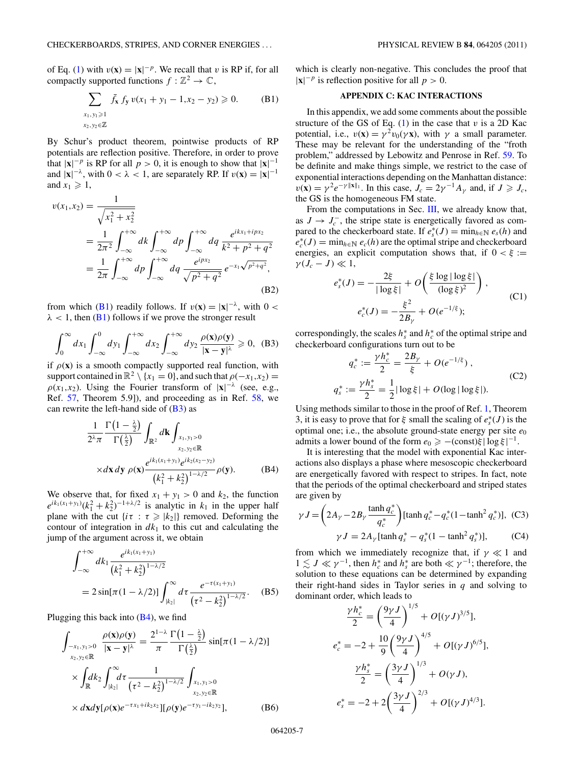of Eq. (1) with $v(\mathbf{x}) = |\mathbf{x}|^{-p}$. We recall that $v$ is RP if, for all compactly supported functions $f : \mathbb{Z}^2 \to \mathbb{C}$,

$$\sum_{\substack{x_1,y_1 \geqslant 1\\ x_2,y_2\in\mathbb{Z}}} \bar{f}_{\mathbf{x}}\, f_{\mathbf{y}}\, v(x_1+y_1-1, x_2-y_2) \geqslant 0. \tag{B1}$$

By Schur's product theorem, pointwise products of RP potentials are reflection positive. Therefore, in order to prove that $|\mathbf{x}|^{-p}$ is RP for all $p > 0$, it is enough to show that $|\mathbf{x}|^{-1}$ and $|\mathbf{x}|^{-\lambda}$, with $0 < \lambda < 1$, are separately RP. If $v(\mathbf{x}) = |\mathbf{x}|^{-1}$ and $x_1 \geqslant 1$,

$$\begin{aligned} v(x_1,x_2) &= \frac{1}{\sqrt{x_1^2+x_2^2}}\\ &= \frac{1}{2\pi^2}\int_{-\infty}^{+\infty} dk \int_{-\infty}^{+\infty} dp \int_{-\infty}^{+\infty} dq\, \frac{e^{ikx_1+ipx_2}}{k^2+p^2+q^2}\\ &= \frac{1}{2\pi}\int_{-\infty}^{+\infty} dp \int_{-\infty}^{+\infty} dq\, \frac{e^{ipx_2}}{\sqrt{p^2+q^2}}\, e^{-x_1\sqrt{p^2+q^2}}, \end{aligned} \tag{B2}$$

from which (B1) readily follows. If $v(\mathbf{x}) = |\mathbf{x}|^{-\lambda}$, with $0 < \lambda < 1$, then (B1) follows if we prove the stronger result

$$\int_0^\infty dx_1 \int_{-\infty}^0 dy_1 \int_{-\infty}^{+\infty} dx_2 \int_{-\infty}^{+\infty} dy_2\, \frac{\rho(\mathbf{x})\rho(\mathbf{y})}{|\mathbf{x}-\mathbf{y}|^{\lambda}} \geqslant 0, \tag{B3}$$

if $\rho(\mathbf{x})$ is a smooth compactly supported real function, with support contained in $\mathbb{R}^2 \setminus \{x_1 = 0\}$, and such that $\rho(-x_1,x_2) = \rho(x_1,x_2)$. Using the Fourier transform of $|\mathbf{x}|^{-\lambda}$ (see, e.g., Ref. 57, Theorem 5.9]), and proceeding as in Ref. 58, we can rewrite the left-hand side of (B3) as

$$\begin{aligned} &\frac{1}{2^{\lambda}\pi}\frac{\Gamma\left(1-\frac{\lambda}{2}\right)}{\Gamma\left(\frac{\lambda}{2}\right)} \int_{\mathbb{R}^2} d\mathbf{k} \int_{\substack{x_1,y_1>0\\ x_2,y_2\in\mathbb{R}}}\\ &\times d\mathbf{x}\, d\mathbf{y}\; \rho(\mathbf{x}) \frac{e^{ik_1(x_1+y_1)}e^{ik_2(x_2-y_2)}}{\left(k_1^2+k_2^2\right)^{1-\lambda/2}}\rho(\mathbf{y}). \end{aligned} \tag{B4}$$

We observe that, for fixed $x_1 + y_1 > 0$ and $k_2$, the function $e^{ik_1(x_1+y_1)}(k_1^2+k_2^2)^{-1+\lambda/2}$ is analytic in $k_1$ in the upper half plane with the cut $\{i\tau \,:\, \tau \geqslant |k_2|\}$ removed. Deforming the contour of integration in $dk_1$ to this cut and calculating the jump of the argument across it, we obtain

$$\begin{aligned} &\int_{-\infty}^{+\infty} dk_1 \frac{e^{ik_1(x_1+y_1)}}{\left(k_1^2+k_2^2\right)^{1-\lambda/2}}\\ &= 2\sin[\pi(1-\lambda/2)] \int_{|k_2|}^{\infty} d\tau \frac{e^{-\tau(x_1+y_1)}}{\left(\tau^2-k_2^2\right)^{1-\lambda/2}}. \end{aligned} \tag{B5}$$

Plugging this back into (B4), we find

$$\begin{aligned} &\int_{\substack{-x_1,y_1>0\\ x_2,y_2\in\mathbb{R}}} \frac{\rho(\mathbf{x})\rho(\mathbf{y})}{|\mathbf{x}-\mathbf{y}|^{\lambda}} = \frac{2^{1-\lambda}}{\pi}\frac{\Gamma\left(1-\frac{\lambda}{2}\right)}{\Gamma\left(\frac{\lambda}{2}\right)} \sin[\pi(1-\lambda/2)]\\ &\times \int_{\mathbb{R}} dk_2 \int_{|k_2|}^{\infty} d\tau \frac{1}{\left(\tau^2-k_2^2\right)^{1-\lambda/2}} \int_{\substack{x_1,y_1>0\\ x_2,y_2\in\mathbb{R}}}\\ &\times d\mathbf{x}d\mathbf{y}[\rho(\mathbf{x})e^{-\tau x_1+ik_2x_2}][\rho(\mathbf{y})e^{-\tau y_1 - ik_2 y_2}], \end{aligned} \tag{B6}$$

which is clearly non-negative. This concludes the proof that $|\mathbf{x}|^{-p}$ is reflection positive for all $p > 0$.

## APPENDIX C: KAC INTERACTIONS

In this appendix, we add some comments about the possible structure of the GS of Eq. (1) in the case that $v$ is a 2D Kac potential, i.e., $v(\mathbf{x}) = \gamma^2 v_0(\gamma\mathbf{x})$, with $\gamma$ a small parameter. These may be relevant for the understanding of the "froth problem," addressed by Lebowitz and Penrose in Ref. 59. To be definite and make things simple, we restrict to the case of exponential interactions depending on the Manhattan distance: $v(\mathbf{x}) = \gamma^2 e^{-\gamma\|\mathbf{x}\|_1}$. In this case, $J_c = 2\gamma^{-1}A_\gamma$ and, if $J \geqslant J_c$, the GS is the homogeneous FM state.

From the computations in Sec. III, we already know that, as $J \to J_c^-$, the stripe state is energetically favored as compared to the checkerboard state. If $e_s^*(J) = \min_{h\in\mathbb{N}} e_s(h)$ and $e_c^*(J) = \min_{h\in\mathbb{N}} e_c(h)$ are the optimal stripe and checkerboard energies, an explicit computation shows that, if $0 < \xi := \gamma(J_c - J) \ll 1$,

$$\begin{aligned} e_s^*(J) &= -\frac{2\xi}{|\log\xi|} + O\left(\frac{\xi\log|\log\xi|}{(\log\xi)^2}\right),\\ e_c^*(J) &= -\frac{\xi^2}{2B_\gamma} + O(e^{-1/\xi}); \end{aligned} \tag{C1}$$

correspondingly, the scales $h_s^*$ and $h_c^*$ of the optimal stripe and checkerboard configurations turn out to be

$$\begin{aligned} q_c^* &:= \frac{\gamma h_c^*}{2} = \frac{2B_\gamma}{\xi} + O(e^{-1/\xi}),\\ q_s^* &:= \frac{\gamma h_s^*}{2} = \frac{1}{2}|\log\xi| + O(\log|\log\xi|). \end{aligned} \tag{C2}$$

Using methods similar to those in the proof of Ref. 1, Theorem 3, it is easy to prove that for $\xi$ small the scaling of $e_s^*(J)$ is the optimal one; i.e., the absolute ground-state energy per site $e_0$ admits a lower bound of the form $e_0 \geqslant -(\text{const})\xi|\log\xi|^{-1}$.

It is interesting that the model with exponential Kac interactions also displays a phase where mesoscopic checkerboard are energetically favored with respect to stripes. In fact, note that the periods of the optimal checkerboard and striped states are given by

$$\gamma J = \left(2A_\gamma - 2B_\gamma\frac{\tanh q_c^*}{q_c^*}\right)[\tanh q_c^* - q_c^*(1-\tanh^2 q_c^*)], \tag{C3}$$

$$\gamma J = 2A_\gamma[\tanh q_s^* - q_s^*(1-\tanh^2 q_s^*)], \tag{C4}$$

from which we immediately recognize that, if $\gamma \ll 1$ and $1 \lesssim J \ll \gamma^{-1}$, then $h_c^*$ and $h_s^*$ are both $\ll \gamma^{-1}$; therefore, the solution to these equations can be determined by expanding their right-hand sides in Taylor series in $q$ and solving to dominant order, which leads to

$$\begin{aligned} \frac{\gamma h_c^*}{2} &= \left(\frac{9\gamma J}{4}\right)^{1/5} + O[(\gamma J)^{3/5}],\\ e_c^* &= -2 + \frac{10}{9}\left(\frac{9\gamma J}{4}\right)^{4/5} + O[(\gamma J)^{6/5}],\\ \frac{\gamma h_s^*}{2} &= \left(\frac{3\gamma J}{4}\right)^{1/3} + O(\gamma J),\\ e_s^* &= -2 + 2\left(\frac{3\gamma J}{4}\right)^{2/3} + O[(\gamma J)^{4/3}]. \end{aligned}$$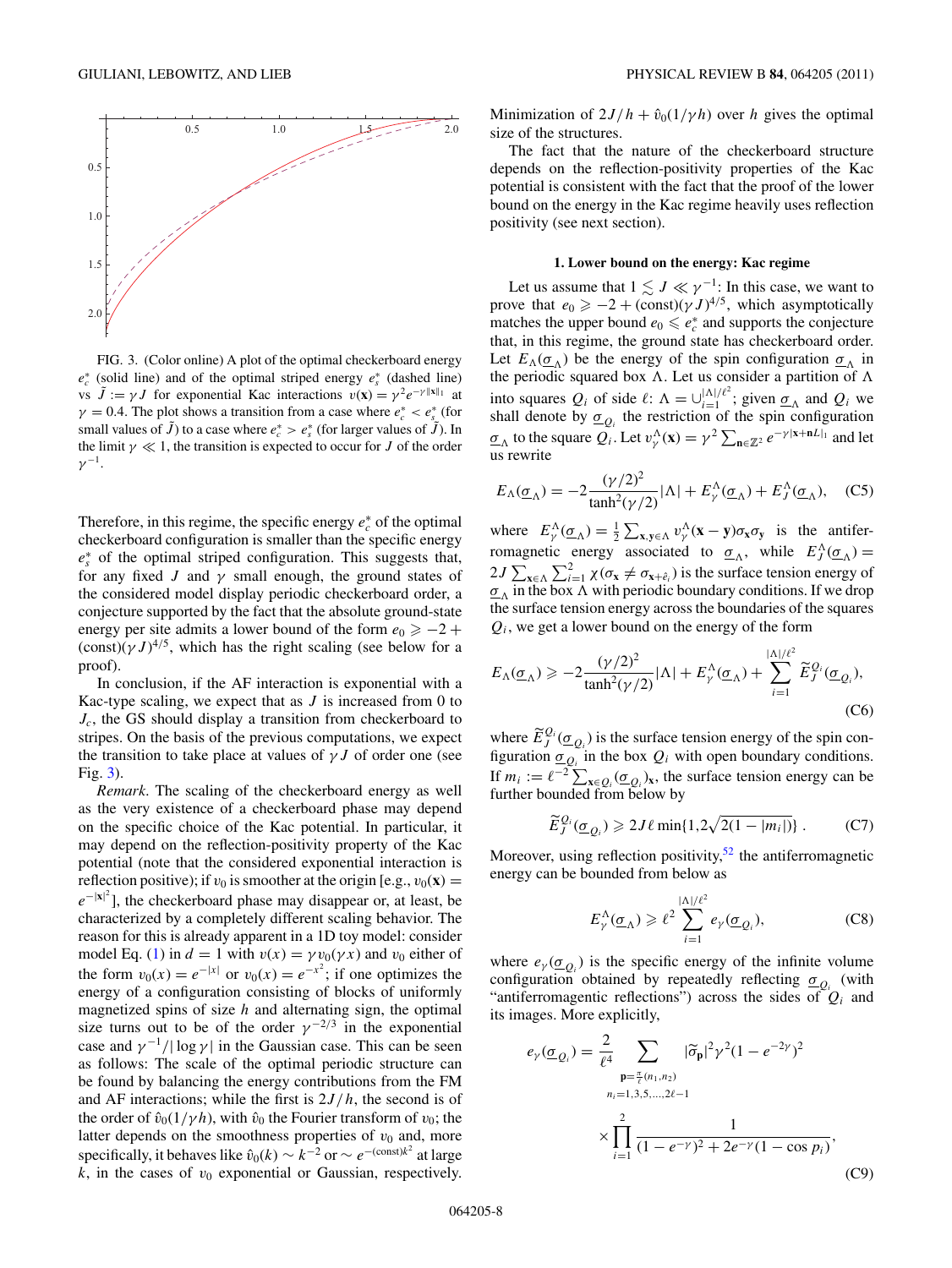FIG. 3. (Color online) A plot of the optimal checkerboard energy $e_c^*$ (solid line) and of the optimal striped energy $e_s^*$ (dashed line) vs $\tilde{J} := \gamma J$ for exponential Kac interactions $v(\mathbf{x}) = \gamma^2 e^{-\gamma\|\mathbf{x}\|_1}$ at $\gamma = 0.4$. The plot shows a transition from a case where $e_c^* < e_s^*$ (for small values of $\tilde{J}$) to a case where $e_c^* > e_s^*$ (for larger values of $\tilde{J}$). In the limit $\gamma \ll 1$, the transition is expected to occur for $J$ of the order $\gamma^{-1}$.

Therefore, in this regime, the specific energy $e_c^*$ of the optimal checkerboard configuration is smaller than the specific energy $e_s^*$ of the optimal striped configuration. This suggests that, for any fixed $J$ and $\gamma$ small enough, the ground states of the considered model display periodic checkerboard order, a conjecture supported by the fact that the absolute ground-state energy per site admits a lower bound of the form $e_0 \geqslant -2 + (\text{const})(\gamma J)^{4/5}$, which has the right scaling (see below for a proof).

In conclusion, if the AF interaction is exponential with a Kac-type scaling, we expect that as $J$ is increased from 0 to $J_c$, the GS should display a transition from checkerboard to stripes. On the basis of the previous computations, we expect the transition to take place at values of $\gamma J$ of order one (see Fig. 3).

*Remark*. The scaling of the checkerboard energy as well as the very existence of a checkerboard phase may depend on the specific choice of the Kac potential. In particular, it may depend on the reflection-positivity property of the Kac potential (note that the considered exponential interaction is reflection positive); if $v_0$ is smoother at the origin [e.g., $v_0(\mathbf{x}) = e^{-|\mathbf{x}|^2}$], the checkerboard phase may disappear or, at least, be characterized by a completely different scaling behavior. The reason for this is already apparent in a 1D toy model: consider model Eq. (1) in $d=1$ with $v(x) = \gamma v_0(\gamma x)$ and $v_0$ either of the form $v_0(x) = e^{-|x|}$ or $v_0(x) = e^{-x^2}$; if one optimizes the energy of a configuration consisting of blocks of uniformly magnetized spins of size $h$ and alternating sign, the optimal size turns out to be of the order $\gamma^{-2/3}$ in the exponential case and $\gamma^{-1}/|\log\gamma|$ in the Gaussian case. This can be seen as follows: The scale of the optimal periodic structure can be found by balancing the energy contributions from the FM and AF interactions; while the first is $2J/h$, the second is of the order of $\hat{v}_0(1/\gamma h)$, with $\hat{v}_0$ the Fourier transform of $v_0$; the latter depends on the smoothness properties of $v_0$ and, more specifically, it behaves like $\hat{v}_0(k) \sim k^{-2}$ or $\sim e^{-(\text{const})k^2}$ at large $k$, in the cases of $v_0$ exponential or Gaussian, respectively. Minimization of $2J/h + \hat{v}_0(1/\gamma h)$ over $h$ gives the optimal size of the structures.

The fact that the nature of the checkerboard structure depends on the reflection-positivity properties of the Kac potential is consistent with the fact that the proof of the lower bound on the energy in the Kac regime heavily uses reflection positivity (see next section).

#### 1. Lower bound on the energy: Kac regime

Let us assume that $1 \lesssim J \ll \gamma^{-1}$: In this case, we want to prove that $e_0 \geqslant -2 + (\text{const})(\gamma J)^{4/5}$, which asymptotically matches the upper bound $e_0 \leqslant e_c^*$ and supports the conjecture that, in this regime, the ground state has checkerboard order. Let $E_\Lambda(\underline{\sigma}_\Lambda)$ be the energy of the spin configuration $\underline{\sigma}_\Lambda$ in the periodic squared box $\Lambda$. Let us consider a partition of $\Lambda$ into squares $Q_i$ of side $\ell$: $\Lambda = \cup_{i=1}^{|\Lambda|/\ell^2}$; given $\underline{\sigma}_\Lambda$ and $Q_i$ we shall denote by $\underline{\sigma}_{Q_i}$ the restriction of the spin configuration $\underline{\sigma}_\Lambda$ to the square $Q_i$. Let $v_\gamma^\Lambda(\mathbf{x}) = \gamma^2 \sum_{\mathbf{n}\in\mathbb{Z}^2} e^{-\gamma|\mathbf{x}+\mathbf{n}L|_1}$ and let us rewrite

$$E_\Lambda(\underline{\sigma}_\Lambda) = -2\frac{(\gamma/2)^2}{\tanh^2(\gamma/2)}|\Lambda| + E_\gamma^\Lambda(\underline{\sigma}_\Lambda) + E_J^\Lambda(\underline{\sigma}_\Lambda), \quad \text{(C5)}$$

where $E_\gamma^\Lambda(\underline{\sigma}_\Lambda) = \frac{1}{2}\sum_{\mathbf{x},\mathbf{y}\in\Lambda} v_\gamma^\Lambda(\mathbf{x}-\mathbf{y})\sigma_\mathbf{x}\sigma_\mathbf{y}$ is the antiferromagnetic energy associated to $\underline{\sigma}_\Lambda$, while $E_J^\Lambda(\underline{\sigma}_\Lambda) = 2J\sum_{\mathbf{x}\in\Lambda}\sum_{i=1}^2 \chi(\sigma_\mathbf{x} \neq \sigma_{\mathbf{x}+\hat{e}_i})$ is the surface tension energy of $\underline{\sigma}_\Lambda$ in the box $\Lambda$ with periodic boundary conditions. If we drop the surface tension energy across the boundaries of the squares $Q_i$, we get a lower bound on the energy of the form

$$E_\Lambda(\underline{\sigma}_\Lambda) \geqslant -2\frac{(\gamma/2)^2}{\tanh^2(\gamma/2)}|\Lambda| + E_\gamma^\Lambda(\underline{\sigma}_\Lambda) + \sum_{i=1}^{|\Lambda|/\ell^2} \widetilde{E}_J^{Q_i}(\underline{\sigma}_{Q_i}), \quad \text{(C6)}$$

where $\widetilde{E}_J^{Q_i}(\underline{\sigma}_{Q_i})$ is the surface tension energy of the spin configuration $\underline{\sigma}_{Q_i}$ in the box $Q_i$ with open boundary conditions. If $m_i := \ell^{-2}\sum_{\mathbf{x}\in Q_i}(\underline{\sigma}_{Q_i})_\mathbf{x}$, the surface tension energy can be further bounded from below by

$$\widetilde{E}_J^{Q_i}(\underline{\sigma}_{Q_i}) \geqslant 2J\ell\min\{1, 2\sqrt{2(1-|m_i|)}\}. \quad \text{(C7)}$$

Moreover, using reflection positivity,[52] the antiferromagnetic energy can be bounded from below as

$$E_\gamma^\Lambda(\underline{\sigma}_\Lambda) \geqslant \ell^2 \sum_{i=1}^{|\Lambda|/\ell^2} e_\gamma(\underline{\sigma}_{Q_i}), \quad \text{(C8)}$$

where $e_\gamma(\underline{\sigma}_{Q_i})$ is the specific energy of the infinite volume configuration obtained by repeatedly reflecting $\underline{\sigma}_{Q_i}$ (with "antiferromagentic reflections") across the sides of $Q_i$ and its images. More explicitly,

$$e_\gamma(\underline{\sigma}_{Q_i}) = \frac{2}{\ell^4}\sum_{\substack{\mathbf{p}=\frac{\pi}{\ell}(n_1,n_2)\\ n_i=1,3,5,\ldots,2\ell-1}} |\widetilde{\sigma}_\mathbf{p}|^2\gamma^2(1-e^{-2\gamma})^2 \times \prod_{i=1}^{2}\frac{1}{(1-e^{-\gamma})^2 + 2e^{-\gamma}(1-\cos p_i)}, \quad \text{(C9)}$$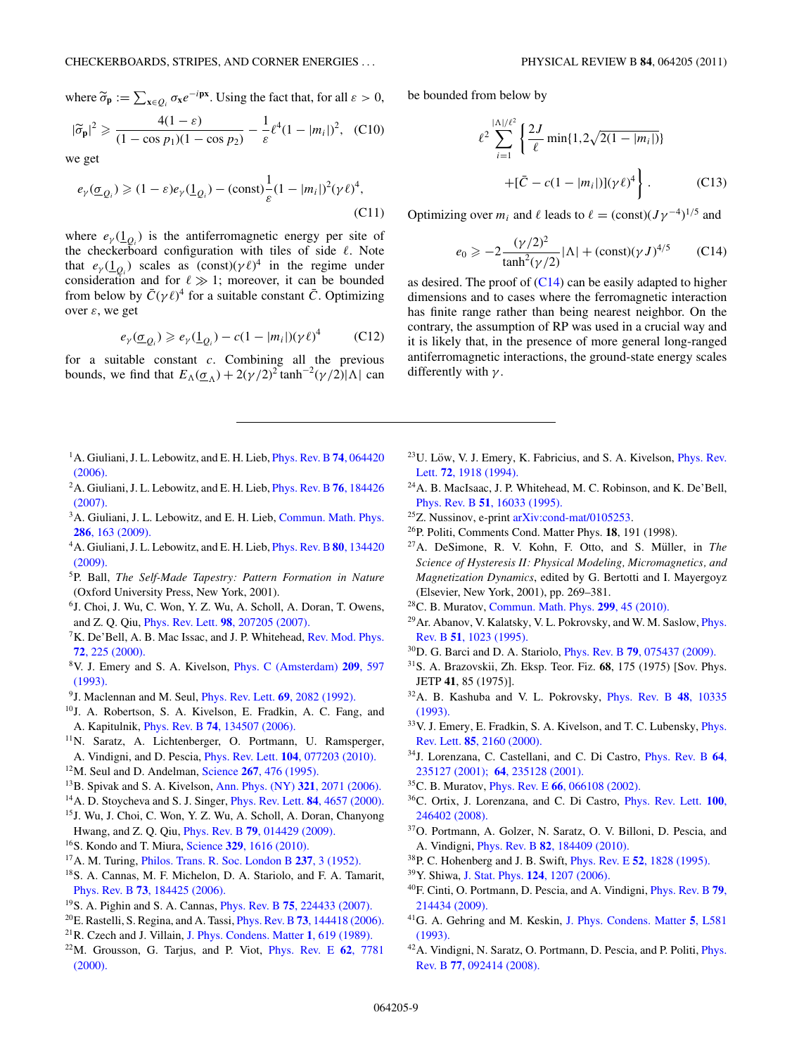where $\widetilde{\sigma}_{\mathbf{p}} := \sum_{\mathbf{x}\in Q_i} \sigma_{\mathbf{x}} e^{-i\mathbf{p}\mathbf{x}}$. Using the fact that, for all $\varepsilon > 0$,

$$|\widetilde{\sigma}_{\mathbf{p}}|^2 \geqslant \frac{4(1-\varepsilon)}{(1-\cos p_1)(1-\cos p_2)} - \frac{1}{\varepsilon}\ell^4(1-|m_i|)^2, \quad \text{(C10)}$$

we get

$$e_\gamma(\underline{\sigma}_{Q_i}) \geqslant (1-\varepsilon)e_\gamma(\underline{1}_{Q_i}) - (\text{const})\frac{1}{\varepsilon}(1-|m_i|)^2(\gamma\ell)^4, \quad \text{(C11)}$$

where $e_\gamma(\underline{1}_{Q_i})$ is the antiferromagnetic energy per site of the checkerboard configuration with tiles of side $\ell$. Note that $e_\gamma(\underline{1}_{Q_i})$ scales as $(\text{const})(\gamma\ell)^4$ in the regime under consideration and for $\ell \gg 1$; moreover, it can be bounded from below by $\bar{C}(\gamma\ell)^4$ for a suitable constant $\bar{C}$. Optimizing over $\varepsilon$, we get

$$e_\gamma(\underline{\sigma}_{Q_i}) \geqslant e_\gamma(\underline{1}_{Q_i}) - c(1-|m_i|)(\gamma\ell)^4 \quad \text{(C12)}$$

for a suitable constant $c$. Combining all the previous bounds, we find that $E_\Lambda(\underline{\sigma}_\Lambda) + 2(\gamma/2)^2\tanh^{-2}(\gamma/2)|\Lambda|$ can be bounded from below by

$$\ell^2 \sum_{i=1}^{|\Lambda|/\ell^2} \left\{ \frac{2J}{\ell}\min\{1, 2\sqrt{2(1-|m_i|)}\} + [\bar{C} - c(1-|m_i|)](\gamma\ell)^4 \right\}. \quad \text{(C13)}$$

Optimizing over $m_i$ and $\ell$ leads to $\ell = (\text{const})(J\gamma^{-4})^{1/5}$ and

$$e_0 \geqslant -2\frac{(\gamma/2)^2}{\tanh^2(\gamma/2)}|\Lambda| + (\text{const})(\gamma J)^{4/5} \quad \text{(C14)}$$

as desired. The proof of (C14) can be easily adapted to higher dimensions and to cases where the ferromagnetic interaction has finite range rather than being nearest neighbor. On the contrary, the assumption of RP was used in a crucial way and it is likely that, in the presence of more general long-ranged antiferromagnetic interactions, the ground-state energy scales differently with $\gamma$.

---

[1] A. Giuliani, J. L. Lebowitz, and E. H. Lieb, Phys. Rev. B **74**, 064420 (2006).
[2] A. Giuliani, J. L. Lebowitz, and E. H. Lieb, Phys. Rev. B **76**, 184426 (2007).
[3] A. Giuliani, J. L. Lebowitz, and E. H. Lieb, Commun. Math. Phys. **286**, 163 (2009).
[4] A. Giuliani, J. L. Lebowitz, and E. H. Lieb, Phys. Rev. B **80**, 134420 (2009).
[5] P. Ball, *The Self-Made Tapestry: Pattern Formation in Nature* (Oxford University Press, New York, 2001).
[6] J. Choi, J. Wu, C. Won, Y. Z. Wu, A. Scholl, A. Doran, T. Owens, and Z. Q. Qiu, Phys. Rev. Lett. **98**, 207205 (2007).
[7] K. De'Bell, A. B. Mac Issac, and J. P. Whitehead, Rev. Mod. Phys. **72**, 225 (2000).
[8] V. J. Emery and S. A. Kivelson, Phys. C (Amsterdam) **209**, 597 (1993).
[9] J. Maclennan and M. Seul, Phys. Rev. Lett. **69**, 2082 (1992).
[10] J. A. Robertson, S. A. Kivelson, E. Fradkin, A. C. Fang, and A. Kapitulnik, Phys. Rev. B **74**, 134507 (2006).
[11] N. Saratz, A. Lichtenberger, O. Portmann, U. Ramsperger, A. Vindigni, and D. Pescia, Phys. Rev. Lett. **104**, 077203 (2010).
[12] M. Seul and D. Andelman, Science **267**, 476 (1995).
[13] B. Spivak and S. A. Kivelson, Ann. Phys. (NY) **321**, 2071 (2006).
[14] A. D. Stoycheva and S. J. Singer, Phys. Rev. Lett. **84**, 4657 (2000).
[15] J. Wu, J. Choi, C. Won, Y. Z. Wu, A. Scholl, A. Doran, Chanyong Hwang, and Z. Q. Qiu, Phys. Rev. B **79**, 014429 (2009).
[16] S. Kondo and T. Miura, Science **329**, 1616 (2010).
[17] A. M. Turing, Philos. Trans. R. Soc. London B **237**, 3 (1952).
[18] S. A. Cannas, M. F. Michelon, D. A. Stariolo, and F. A. Tamarit, Phys. Rev. B **73**, 184425 (2006).
[19] S. A. Pighin and S. A. Cannas, Phys. Rev. B **75**, 224433 (2007).
[20] E. Rastelli, S. Regina, and A. Tassi, Phys. Rev. B **73**, 144418 (2006).
[21] R. Czech and J. Villain, J. Phys. Condens. Matter **1**, 619 (1989).
[22] M. Grousson, G. Tarjus, and P. Viot, Phys. Rev. E **62**, 7781 (2000).
[23] U. Löw, V. J. Emery, K. Fabricius, and S. A. Kivelson, Phys. Rev. Lett. **72**, 1918 (1994).
[24] A. B. MacIsaac, J. P. Whitehead, M. C. Robinson, and K. De'Bell, Phys. Rev. B **51**, 16033 (1995).
[25] Z. Nussinov, e-print arXiv:cond-mat/0105253.
[26] P. Politi, Comments Cond. Matter Phys. **18**, 191 (1998).
[27] A. DeSimone, R. V. Kohn, F. Otto, and S. Müller, in *The Science of Hysteresis II: Physical Modeling, Micromagnetics, and Magnetization Dynamics*, edited by G. Bertotti and I. Mayergoyz (Elsevier, New York, 2001), pp. 269–381.
[28] C. B. Muratov, Commun. Math. Phys. **299**, 45 (2010).
[29] Ar. Abanov, V. Kalatsky, V. L. Pokrovsky, and W. M. Saslow, Phys. Rev. B **51**, 1023 (1995).
[30] D. G. Barci and D. A. Stariolo, Phys. Rev. B **79**, 075437 (2009).
[31] S. A. Brazovskii, Zh. Eksp. Teor. Fiz. **68**, 175 (1975) [Sov. Phys. JETP **41**, 85 (1975)].
[32] A. B. Kashuba and V. L. Pokrovsky, Phys. Rev. B **48**, 10335 (1993).
[33] V. J. Emery, E. Fradkin, S. A. Kivelson, and T. C. Lubensky, Phys. Rev. Lett. **85**, 2160 (2000).
[34] J. Lorenzana, C. Castellani, and C. Di Castro, Phys. Rev. B **64**, 235127 (2001); **64**, 235128 (2001).
[35] C. B. Muratov, Phys. Rev. E **66**, 066108 (2002).
[36] C. Ortix, J. Lorenzana, and C. Di Castro, Phys. Rev. Lett. **100**, 246402 (2008).
[37] O. Portmann, A. Golzer, N. Saratz, O. V. Billoni, D. Pescia, and A. Vindigni, Phys. Rev. B **82**, 184409 (2010).
[38] P. C. Hohenberg and J. B. Swift, Phys. Rev. E **52**, 1828 (1995).
[39] Y. Shiwa, J. Stat. Phys. **124**, 1207 (2006).
[40] F. Cinti, O. Portmann, D. Pescia, and A. Vindigni, Phys. Rev. B **79**, 214434 (2009).
[41] G. A. Gehring and M. Keskin, J. Phys. Condens. Matter **5**, L581 (1993).
[42] A. Vindigni, N. Saratz, O. Portmann, D. Pescia, and P. Politi, Phys. Rev. B **77**, 092414 (2008).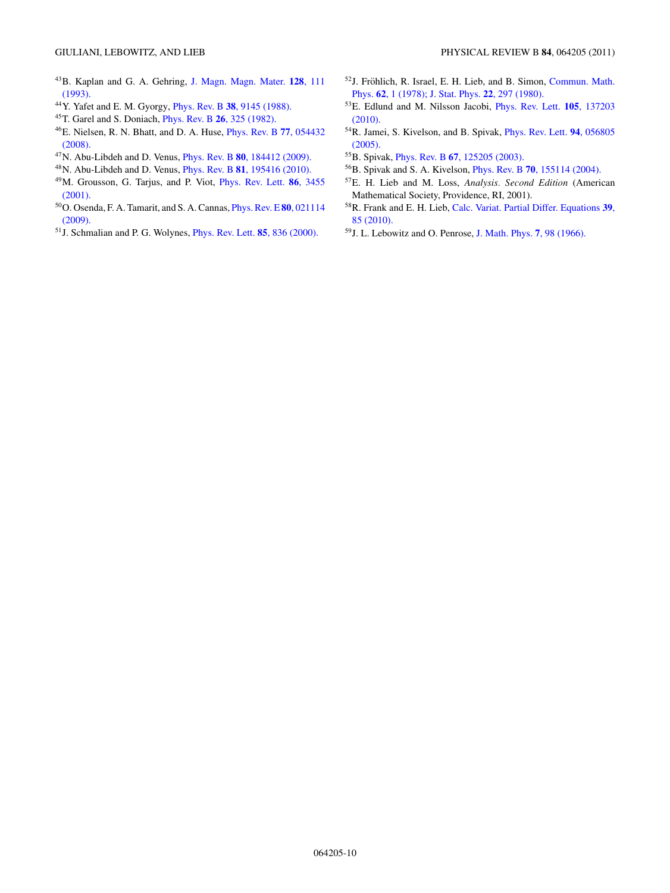[43] B. Kaplan and G. A. Gehring, J. Magn. Magn. Mater. **128**, 111 (1993).

[44] Y. Yafet and E. M. Gyorgy, Phys. Rev. B **38**, 9145 (1988).

[45] T. Garel and S. Doniach, Phys. Rev. B **26**, 325 (1982).

[46] E. Nielsen, R. N. Bhatt, and D. A. Huse, Phys. Rev. B **77**, 054432 (2008).

[47] N. Abu-Libdeh and D. Venus, Phys. Rev. B **80**, 184412 (2009).

[48] N. Abu-Libdeh and D. Venus, Phys. Rev. B **81**, 195416 (2010).

[49] M. Grousson, G. Tarjus, and P. Viot, Phys. Rev. Lett. **86**, 3455 (2001).

[50] O. Osenda, F. A. Tamarit, and S. A. Cannas, Phys. Rev. E **80**, 021114 (2009).

[51] J. Schmalian and P. G. Wolynes, Phys. Rev. Lett. **85**, 836 (2000).

[52] J. Fröhlich, R. Israel, E. H. Lieb, and B. Simon, Commun. Math. Phys. **62**, 1 (1978); J. Stat. Phys. **22**, 297 (1980).

[53] E. Edlund and M. Nilsson Jacobi, Phys. Rev. Lett. **105**, 137203 (2010).

[54] R. Jamei, S. Kivelson, and B. Spivak, Phys. Rev. Lett. **94**, 056805 (2005).

[55] B. Spivak, Phys. Rev. B **67**, 125205 (2003).

[56] B. Spivak and S. A. Kivelson, Phys. Rev. B **70**, 155114 (2004).

[57] E. H. Lieb and M. Loss, *Analysis. Second Edition* (American Mathematical Society, Providence, RI, 2001).

[58] R. Frank and E. H. Lieb, Calc. Variat. Partial Differ. Equations **39**, 85 (2010).

[59] J. L. Lebowitz and O. Penrose, J. Math. Phys. **7**, 98 (1966).